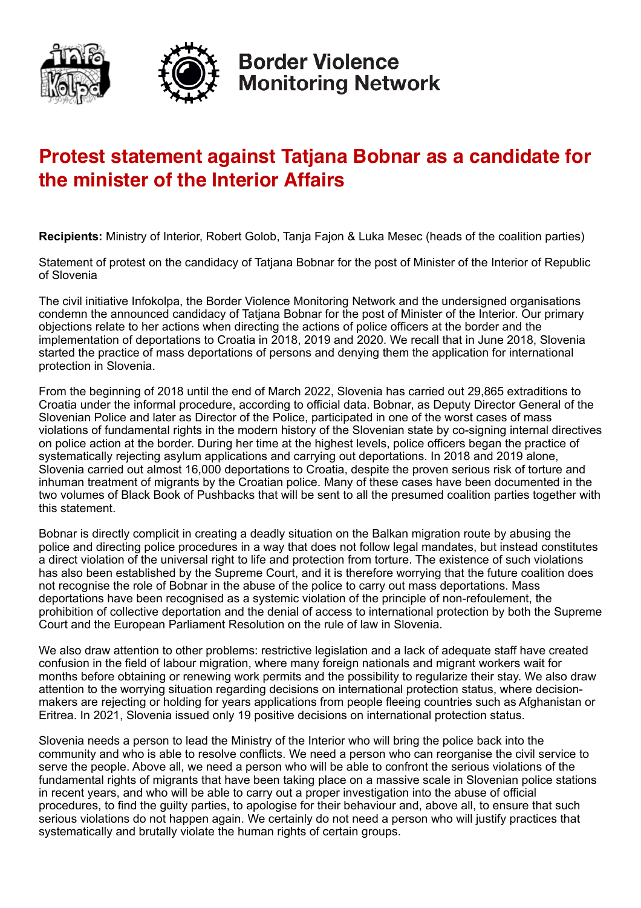Border Violence Monitoring Network

# Protest statement against Tatjana Bobnar as a candidate for the minister of the Interior Affairs

**Recipients:** Ministry of Interior, Robert Golob, Tanja Fajon & Luka Mesec (heads of the coalition parties)

Statement of protest on the candidacy of Tatjana Bobnar for the post of Minister of the Interior of Republic of Slovenia

The civil initiative Infokolpa, the Border Violence Monitoring Network and the undersigned organisations condemn the announced candidacy of Tatjana Bobnar for the post of Minister of the Interior. Our primary objections relate to her actions when directing the actions of police officers at the border and the implementation of deportations to Croatia in 2018, 2019 and 2020. We recall that in June 2018, Slovenia started the practice of mass deportations of persons and denying them the application for international protection in Slovenia.

From the beginning of 2018 until the end of March 2022, Slovenia has carried out 29,865 extraditions to Croatia under the informal procedure, according to official data. Bobnar, as Deputy Director General of the Slovenian Police and later as Director of the Police, participated in one of the worst cases of mass violations of fundamental rights in the modern history of the Slovenian state by co-signing internal directives on police action at the border. During her time at the highest levels, police officers began the practice of systematically rejecting asylum applications and carrying out deportations. In 2018 and 2019 alone, Slovenia carried out almost 16,000 deportations to Croatia, despite the proven serious risk of torture and inhuman treatment of migrants by the Croatian police. Many of these cases have been documented in the two volumes of Black Book of Pushbacks that will be sent to all the presumed coalition parties together with this statement.

Bobnar is directly complicit in creating a deadly situation on the Balkan migration route by abusing the police and directing police procedures in a way that does not follow legal mandates, but instead constitutes a direct violation of the universal right to life and protection from torture. The existence of such violations has also been established by the Supreme Court, and it is therefore worrying that the future coalition does not recognise the role of Bobnar in the abuse of the police to carry out mass deportations. Mass deportations have been recognised as a systemic violation of the principle of non-refoulement, the prohibition of collective deportation and the denial of access to international protection by both the Supreme Court and the European Parliament Resolution on the rule of law in Slovenia.

We also draw attention to other problems: restrictive legislation and a lack of adequate staff have created confusion in the field of labour migration, where many foreign nationals and migrant workers wait for months before obtaining or renewing work permits and the possibility to regularize their stay. We also draw attention to the worrying situation regarding decisions on international protection status, where decision-makers are rejecting or holding for years applications from people fleeing countries such as Afghanistan or Eritrea. In 2021, Slovenia issued only 19 positive decisions on international protection status.

Slovenia needs a person to lead the Ministry of the Interior who will bring the police back into the community and who is able to resolve conflicts. We need a person who can reorganise the civil service to serve the people. Above all, we need a person who will be able to confront the serious violations of the fundamental rights of migrants that have been taking place on a massive scale in Slovenian police stations in recent years, and who will be able to carry out a proper investigation into the abuse of official procedures, to find the guilty parties, to apologise for their behaviour and, above all, to ensure that such serious violations do not happen again. We certainly do not need a person who will justify practices that systematically and brutally violate the human rights of certain groups.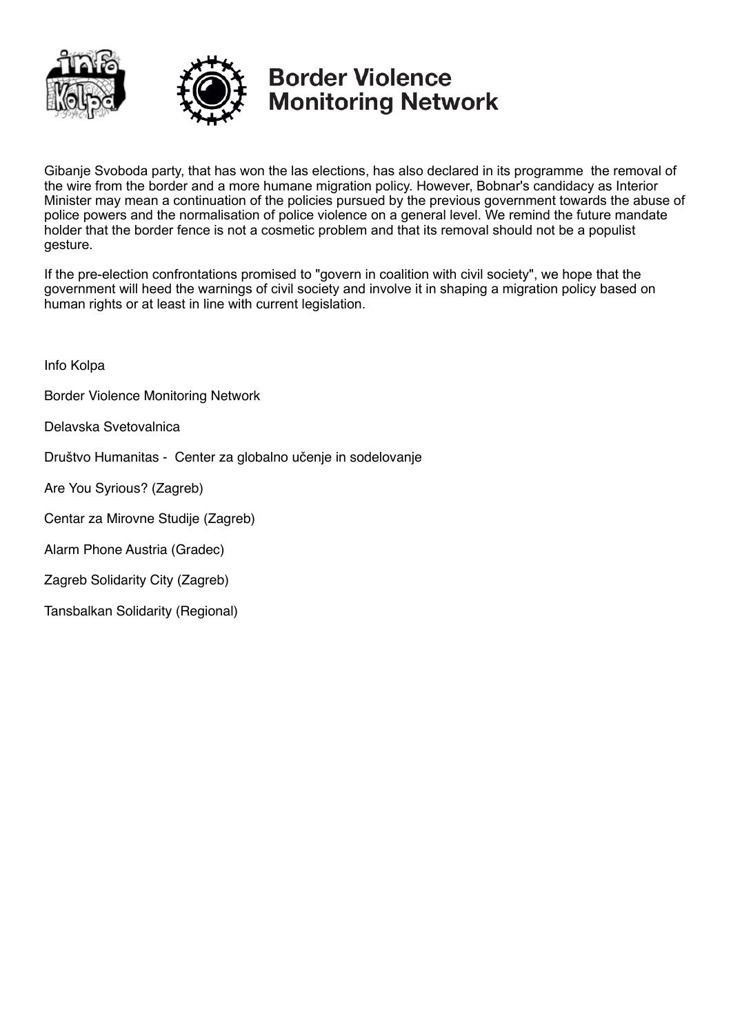**Border Violence Monitoring Network**

Gibanje Svoboda party, that has won the las elections, has also declared in its programme the removal of the wire from the border and a more humane migration policy. However, Bobnar's candidacy as Interior Minister may mean a continuation of the policies pursued by the previous government towards the abuse of police powers and the normalisation of police violence on a general level. We remind the future mandate holder that the border fence is not a cosmetic problem and that its removal should not be a populist gesture.

If the pre-election confrontations promised to "govern in coalition with civil society", we hope that the government will heed the warnings of civil society and involve it in shaping a migration policy based on human rights or at least in line with current legislation.

Info Kolpa

Border Violence Monitoring Network

Delavska Svetovalnica

Društvo Humanitas - Center za globalno učenje in sodelovanje

Are You Syrious? (Zagreb)

Centar za Mirovne Studije (Zagreb)

Alarm Phone Austria (Gradec)

Zagreb Solidarity City (Zagreb)

Tansbalkan Solidarity (Regional)